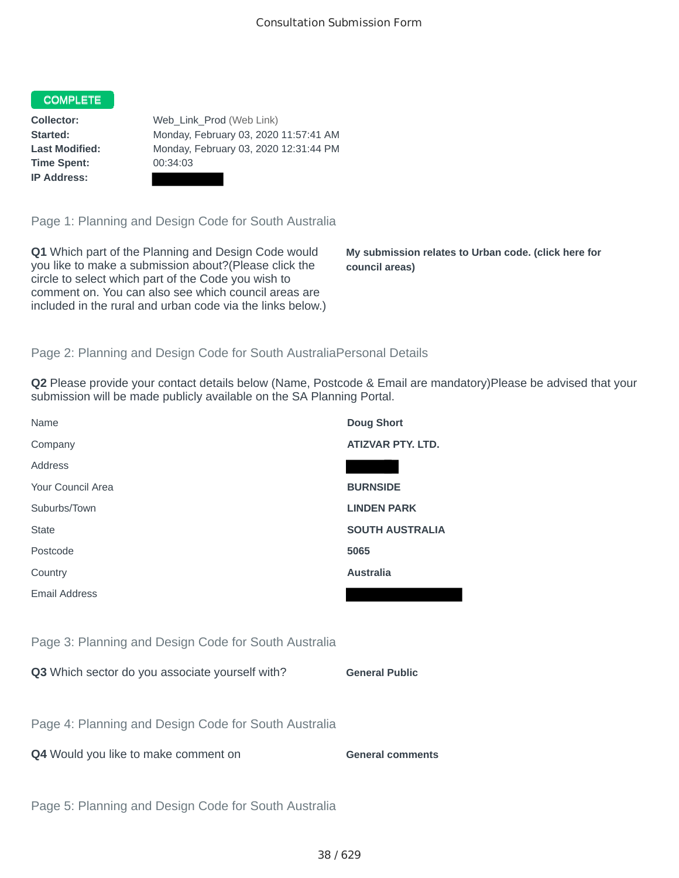Consultation Submission Form

**COMPLETE**

| | |
|---|---|
| **Collector:** | Web_Link_Prod (Web Link) |
| **Started:** | Monday, February 03, 2020 11:57:41 AM |
| **Last Modified:** | Monday, February 03, 2020 12:31:44 PM |
| **Time Spent:** | 00:34:03 |
| **IP Address:** | |

## Page 1: Planning and Design Code for South Australia

**Q1** Which part of the Planning and Design Code would you like to make a submission about?(Please click the circle to select which part of the Code you wish to comment on. You can also see which council areas are included in the rural and urban code via the links below.)

**My submission relates to Urban code. (click here for council areas)**

## Page 2: Planning and Design Code for South AustraliaPersonal Details

**Q2** Please provide your contact details below (Name, Postcode & Email are mandatory)Please be advised that your submission will be made publicly available on the SA Planning Portal.

| | |
|---|---|
| Name | **Doug Short** |
| Company | **ATIZVAR PTY. LTD.** |
| Address | |
| Your Council Area | **BURNSIDE** |
| Suburbs/Town | **LINDEN PARK** |
| State | **SOUTH AUSTRALIA** |
| Postcode | **5065** |
| Country | **Australia** |
| Email Address | |

## Page 3: Planning and Design Code for South Australia

**Q3** Which sector do you associate yourself with?

**General Public**

## Page 4: Planning and Design Code for South Australia

**Q4** Would you like to make comment on

**General comments**

## Page 5: Planning and Design Code for South Australia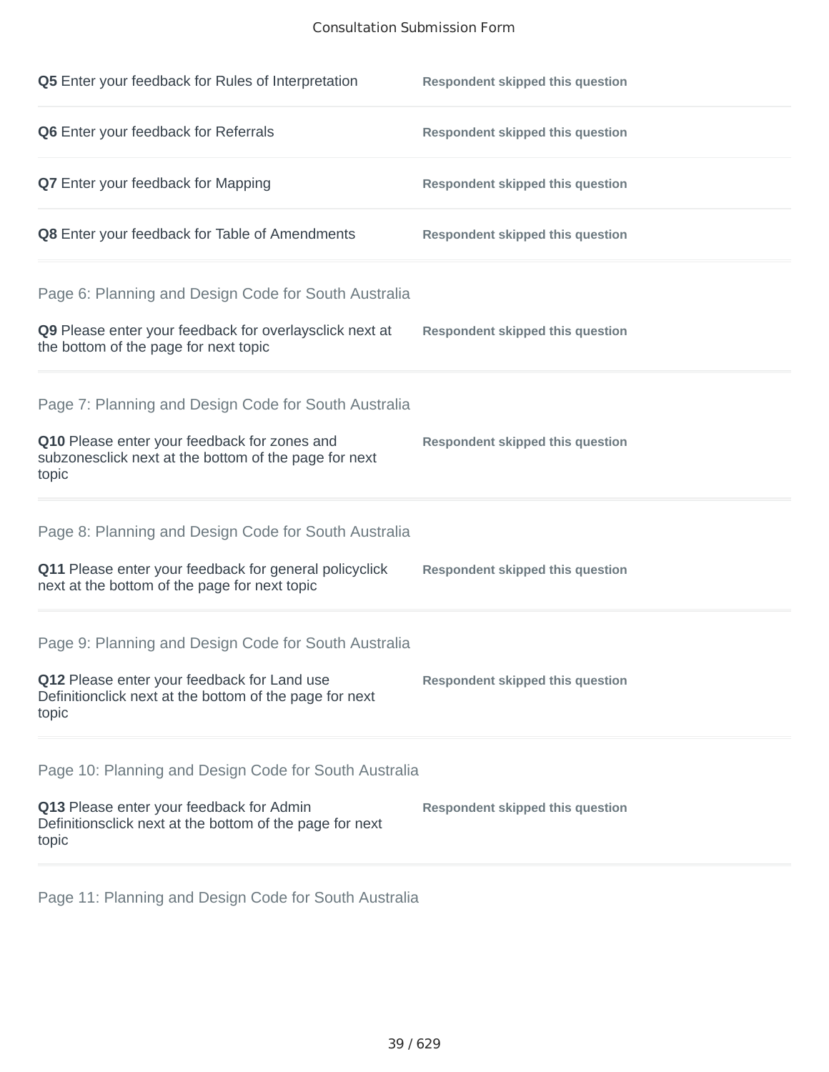**Q5** Enter your feedback for Rules of Interpretation — **Respondent skipped this question**

**Q6** Enter your feedback for Referrals — **Respondent skipped this question**

**Q7** Enter your feedback for Mapping — **Respondent skipped this question**

**Q8** Enter your feedback for Table of Amendments — **Respondent skipped this question**

## Page 6: Planning and Design Code for South Australia

**Q9** Please enter your feedback for overlaysclick next at the bottom of the page for next topic — **Respondent skipped this question**

## Page 7: Planning and Design Code for South Australia

**Q10** Please enter your feedback for zones and subzonesclick next at the bottom of the page for next topic — **Respondent skipped this question**

## Page 8: Planning and Design Code for South Australia

**Q11** Please enter your feedback for general policyclick next at the bottom of the page for next topic — **Respondent skipped this question**

## Page 9: Planning and Design Code for South Australia

**Q12** Please enter your feedback for Land use Definitionclick next at the bottom of the page for next topic — **Respondent skipped this question**

## Page 10: Planning and Design Code for South Australia

**Q13** Please enter your feedback for Admin Definitionsclick next at the bottom of the page for next topic — **Respondent skipped this question**

## Page 11: Planning and Design Code for South Australia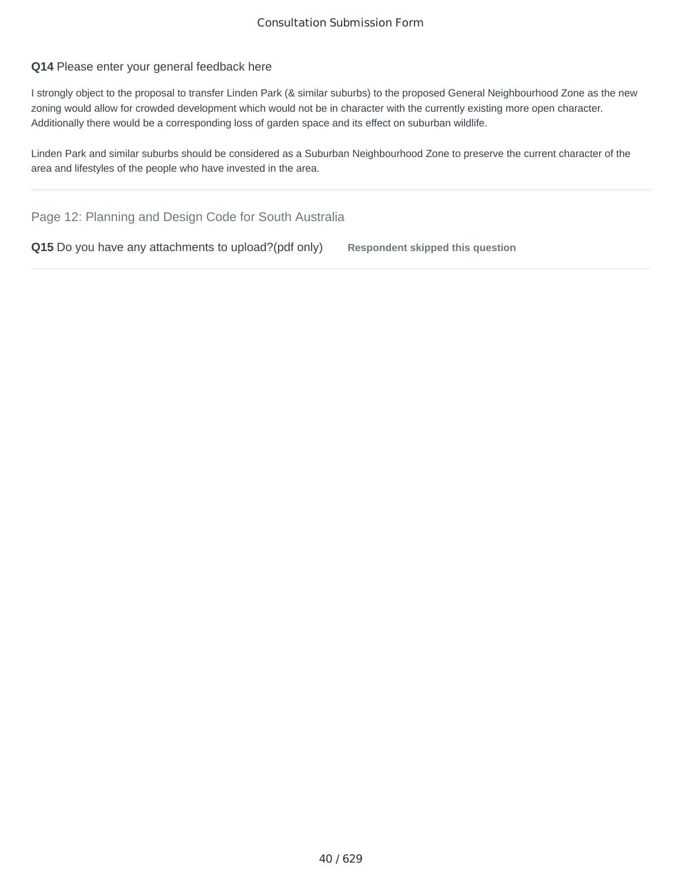**Q14** Please enter your general feedback here

I strongly object to the proposal to transfer Linden Park (& similar suburbs) to the proposed General Neighbourhood Zone as the new zoning would allow for crowded development which would not be in character with the currently existing more open character. Additionally there would be a corresponding loss of garden space and its effect on suburban wildlife.

Linden Park and similar suburbs should be considered as a Suburban Neighbourhood Zone to preserve the current character of the area and lifestyles of the people who have invested in the area.

## Page 12: Planning and Design Code for South Australia

**Q15** Do you have any attachments to upload?(pdf only) **Respondent skipped this question**